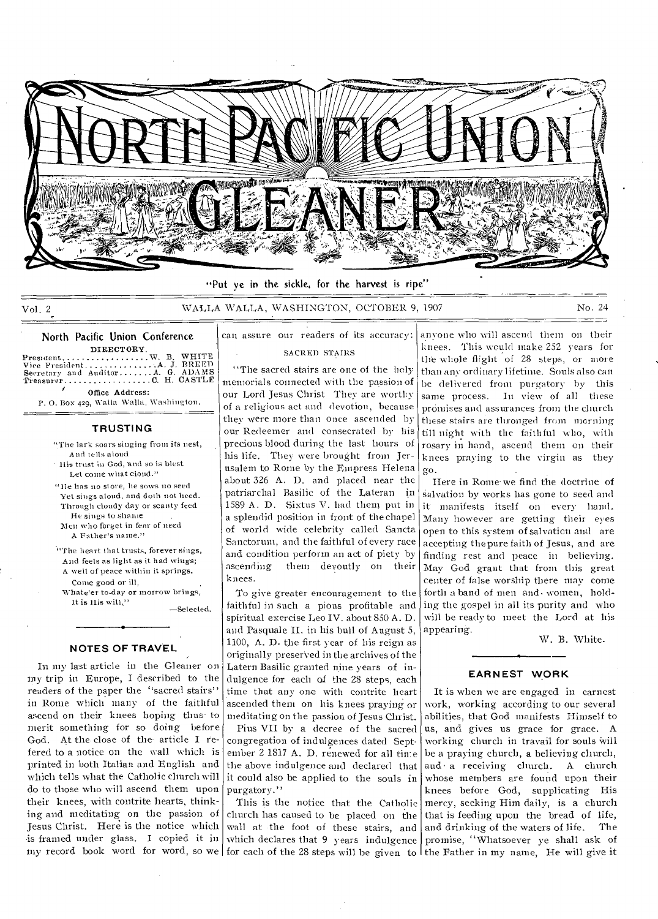# NORTH PACIFIC UNION GLEANER

"Put ye in the sickle, for the harvest is ripe"

Vol. 2 WALLA WALLA, WASHINGTON, OCTOBER 9, 1907 No. 24

## North Pacific Union Conference

DIRECTORY.

President . . . . . . . . . . . . . . . . . . W. B. WHITE
Vice President . . . . . . . . . . . . . . A. J. BREED
Secretary and Auditor . . . . . . . A. G. ADAMS
Treasurer . . . . . . . . . . . . . . . . . . C. H. CASTLE

Office Address:
P. O. Box 429, Walla Walla, Washington.

## TRUSTING

"The lark soars singing from its nest,
And tells aloud
His trust in God, and so is blest
Let come what cloud."

"He has no store, he sows no seed
Yet sings aloud, and doth not heed.
Through cloudy day or scanty feed
He sings to shame
Men who forget in fear of need
A Father's name."

"The heart that trusts, forever sings,
And feels as light as it had wings;
A well of peace within it springs.
Come good or ill,
Whate'er to-day or morrow brings,
It is His will."

—Selected.

## NOTES OF TRAVEL

In my last article in the Gleaner on my trip in Europe, I described to the readers of the paper the "sacred stairs" in Rome which many of the faithful ascend on their knees hoping thus to merit something for so doing before God. At the close of the article I refered to a notice on the wall which is printed in both Italian and English and which tells what the Catholic church will do to those who will ascend them upon their knees, with contrite hearts, thinking and meditating on the passion of Jesus Christ. Here is the notice which is framed under glass. I copied it in my record book word for word, so we can assure our readers of its accuracy:

SACRED STAIRS

"The sacred stairs are one of the holy memorials connected with the passion of our Lord Jesus Christ They are worthy of a religious act and devotion, because they were more than once ascended by our Redeemer and consecrated by his precious blood during the last hours of his life. They were brought from Jerusalem to Rome by the Empress Helena about 326 A. D. and placed near the patriarchal Basilic of the Lateran in 1589 A. D. Sixtus V. had them put in a splendid position in front of the chapel of world wide celebrity called Sancta Sanctorum, and the faithful of every race and condition perform an act of piety by ascending them devoutly on their knees.

To give greater encouragement to the faithful in such a pious profitable and spiritual exercise Leo IV. about 850 A. D. and Pasquale II. in his bull of August 5, 1100, A. D. the first year of his reign as originally preserved in the archives of the Latern Basilic granted nine years of indulgence for each of the 28 steps, each time that any one with contrite heart ascended them on his knees praying or meditating on the passion of Jesus Christ.

Pius VII by a decree of the sacred congregation of indulgences dated September 2 1817 A. D. renewed for all time the above indulgence and declared that it could also be applied to the souls in purgatory."

This is the notice that the Catholic church has caused to be placed on the wall at the foot of these stairs, and which declares that 9 years indulgence for each of the 28 steps will be given to anyone who will ascend them on their knees. This would make 252 years for the whole flight of 28 steps, or more than any ordinary lifetime. Souls also can be delivered from purgatory by this same process. In view of all these promises and assurances from the church these stairs are thronged from morning till night with the faithful who, with rosary in hand, ascend them on their knees praying to the virgin as they go.

Here in Rome we find the doctrine of salvation by works has gone to seed and it manifests itself on every hand. Many however are getting their eyes open to this system of salvation and are accepting the pure faith of Jesus, and are finding rest and peace in believing. May God grant that from this great center of false worship there may come forth a band of men and women, holding the gospel in all its purity and who will be ready to meet the Lord at his appearing.

W. B. White.

## EARNEST WORK

It is when we are engaged in earnest work, working according to our several abilities, that God manifests Himself to us, and gives us grace for grace. A working church in travail for souls will be a praying church, a believing church, and a receiving church. A church whose members are found upon their knees before God, supplicating His mercy, seeking Him daily, is a church that is feeding upon the bread of life, and drinking of the waters of life. The promise, "Whatsoever ye shall ask of the Father in my name, He will give it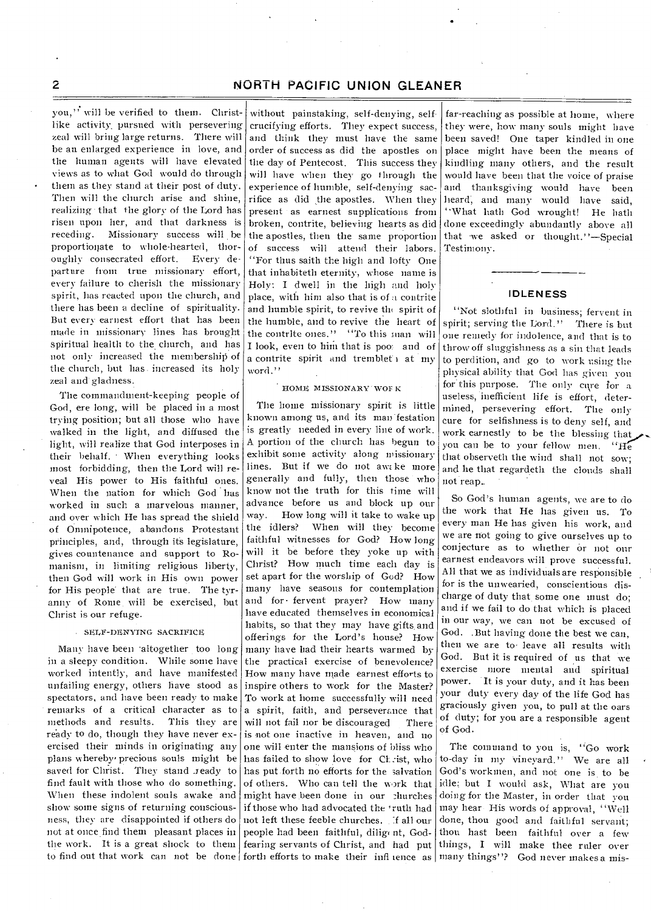you," will be verified to them. Christ-like activity pursued with persevering zeal will bring large returns. There will be an enlarged experience in love, and the human agents will have elevated views as to what God would do through them as they stand at their post of duty. Then will the church arise and shine, realizing that the glory of the Lord has risen upon her, and that darkness is receding. Missionary success will be proportionate to whole-hearted, thoroughly consecrated effort. Every departure from true missionary effort, every failure to cherish the missionary spirit, has reacted upon the church, and there has been a decline of spirituality. But every earnest effort that has been made in missionary lines has brought spiritual health to the church, and has not only increased the membership of the church, but has increased its holy zeal and gladness.

The commandment-keeping people of God, ere long, will be placed in a most trying position; but all those who have walked in the light, and diffused the light, will realize that God interposes in their behalf. When everything looks most forbidding, then the Lord will reveal His power to His faithful ones. When the nation for which God has worked in such a marvelous manner, and over which He has spread the shield of Omnipotence, abandons Protestant principles, and, through its legislature, gives countenance and support to Romanism, in limiting religious liberty, then God will work in His own power for His people that are true. The tyranny of Rome will be exercised, but Christ is our refuge.

### SELF-DENYING SACRIFICE

Many have been altogether too long in a sleepy condition. While some have worked intently, and have manifested unfailing energy, others have stood as spectators, and have been ready to make remarks of a critical character as to methods and results. This they are ready to do, though they have never exercised their minds in originating any plans whereby precious souls might be saved for Christ. They stand ready to find fault with those who do something. When these indolent souls awake and show some signs of returning consciousness, they are disappointed if others do not at once find them pleasant places in the work. It is a great shock to them to find out that work can not be done without painstaking, self-denying, self-crucifying efforts. They expect success, and think they must have the same order of success as did the apostles on the day of Pentecost. This success they will have when they go through the experience of humble, self-denying sacrifice as did the apostles. When they present as earnest supplications from broken, contrite, believing hearts as did the apostles, then the same proportion of success will attend their labors. "For thus saith the high and lofty One that inhabiteth eternity, whose name is Holy: I dwell in the high and holy place, with him also that is of a contrite and humble spirit, to revive the spirit of the humble, and to revive the heart of the contrite ones." "To this man will I look, even to him that is poor and of a contrite spirit and trembleth at my word."

### HOME MISSIONARY WORK

The home missionary spirit is little known among us, and its manifestation is greatly needed in every line of work. A portion of the church has begun to exhibit some activity along missionary lines. But if we do not awake more generally and fully, then those who know not the truth for this time will advance before us and block up our way. How long will it take to wake up the idlers? When will they become faithful witnesses for God? How long will it be before they yoke up with Christ? How much time each day is set apart for the worship of God? How many have seasons for contemplation and for fervent prayer? How many have educated themselves in economical habits, so that they may have gifts and offerings for the Lord's house? How many have had their hearts warmed by the practical exercise of benevolence? How many have made earnest efforts to inspire others to work for the Master? To work at home successfully will need a spirit, faith, and perseverance that will not fail nor be discouraged. There is not one inactive in heaven, and no one will enter the mansions of bliss who has failed to show love for Christ, who has put forth no efforts for the salvation of others. Who can tell the work that might have been done in our churches if those who had advocated the truth had not left these feeble churches. If all our people had been faithful, diligent, God-fearing servants of Christ, and had put forth efforts to make their influence as far-reaching as possible at home, where they were, how many souls might have been saved! One taper kindled in one place might have been the means of kindling many others, and the result would have been that the voice of praise and thanksgiving would have been heard, and many would have said, "What hath God wrought! He hath done exceedingly abundantly above all that we asked or thought."—Special Testimony.

---

## IDLENESS

"Not slothful in business; fervent in spirit; serving the Lord." There is but one remedy for indolence, and that is to throw off sluggishness as a sin that leads to perdition, and go to work using the physical ability that God has given you for this purpose. The only cure for a useless, inefficient life is effort, determined, persevering effort. The only cure for selfishness is to deny self, and work earnestly to be the blessing that you can be to your fellow men. "He that observeth the wind shall not sow; and he that regardeth the clouds shall not reap."

So God's human agents, we are to do the work that He has given us. To every man He has given his work, and we are not going to give ourselves up to conjecture as to whether or not our earnest endeavors will prove successful. All that we as individuals are responsible for is the unwearied, conscientious discharge of duty that some one must do; and if we fail to do that which is placed in our way, we can not be excused of God. But having done the best we can, then we are to leave all results with God. But it is required of us that we exercise more mental and spiritual power. It is your duty, and it has been your duty every day of the life God has graciously given you, to pull at the oars of duty; for you are a responsible agent of God.

The command to you is, "Go work to-day in my vineyard." We are all God's workmen, and not one is to be idle; but I would ask, What are you doing for the Master, in order that you may hear His words of approval, "Well done, thou good and faithful servant; thou hast been faithful over a few things, I will make thee ruler over many things"? God never makes a mis-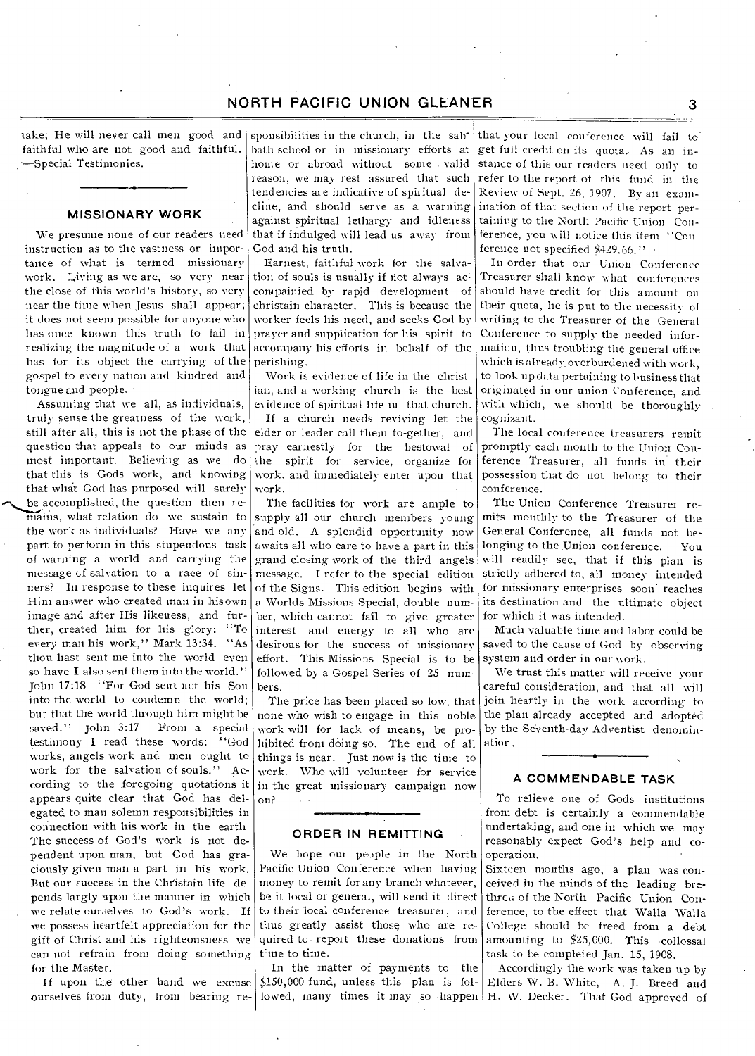take; He will never call men good and faithful who are not good and faithful. —Special Testimonies.

## MISSIONARY WORK

We presume none of our readers need instruction as to the vastness or importance of what is termed missionary work. Living as we are, so very near the close of this world's history, so very near the time when Jesus shall appear; it does not seem possible for anyone who has once known this truth to fail in realizing the magnitude of a work that has for its object the carrying of the gospel to every nation and kindred and tongue and people.

Assuming that we all, as individuals, truly sense the greatness of the work, still after all, this is not the phase of the question that appeals to our minds as most important. Believing as we do that this is Gods work, and knowing that what God has purposed will surely be accomplished, the question then remains, what relation do we sustain to the work as individuals? Have we any part to perform in this stupendous task of warning a world and carrying the message of salvation to a race of sinners? In response to these inquires let Him answer who created man in his own image and after His likeness, and further, created him for his glory: "To every man his work," Mark 13:34. "As thou hast sent me into the world even so have I also sent them into the world." John 17:18 "For God sent not his Son into the world to condemn the world; but that the world through him might be saved." John 3:17 From a special testimony I read these words: "God works, angels work and men ought to work for the salvation of souls." According to the foregoing quotations it appears quite clear that God has delegated to man solemn responsibilities in connection with his work in the earth. The success of God's work is not dependent upon man, but God has graciously given man a part in his work. But our success in the Christain life depends largely upon the manner in which we relate ourselves to God's work. If we possess heartfelt appreciation for the gift of Christ and his righteousness we can not refrain from doing something for the Master.

If upon the other hand we excuse ourselves from duty, from bearing responsibilities in the church, in the sabbath school or in missionary efforts at home or abroad without some valid reason, we may rest assured that such tendencies are indicative of spiritual decline, and should serve as a warning against spiritual lethargy and idleness that if indulged will lead us away from God and his truth.

Earnest, faithful work for the salvation of souls is usually if not always accompainied by rapid development of christain character. This is because the worker feels his need, and seeks God by prayer and supplication for his spirit to accompany his efforts in behalf of the perishing.

Work is evidence of life in the christian, and a working church is the best evidence of spiritual life in that church.

If a church needs reviving let the elder or leader call them to-gether, and pray earnestly for the bestowal of the spirit for service, organize for work. and immediately enter upon that work.

The facilities for work are ample to supply all our church members young and old. A splendid opportunity now awaits all who care to have a part in this grand closing work of the third angels message. I refer to the special edition of the Signs. This edition begins with a Worlds Missions Special, double number, which cannot fail to give greater interest and energy to all who are desirous for the success of missionary effort. This Missions Special is to be followed by a Gospel Series of 25 numbers.

The price has been placed so low, that none who wish to engage in this noble work will for lack of means, be prohibited from doing so. The end of all things is near. Just now is the time to work. Who will volunteer for service in the great missionary campaign now on?

## ORDER IN REMITTING

We hope our people in the North Pacific Union Conference when having money to remit for any branch whatever, be it local or general, will send it direct to their local conference treasurer, and thus greatly assist those who are required to report these donations from time to time.

In the matter of payments to the $150,000 fund, unless this plan is followed, many times it may so happen that your local conference will fail to get full credit on its quota. As an instance of this our readers need only to refer to the report of this fund in the Review of Sept. 26, 1907. By an examination of that section of the report pertaining to the North Pacific Union Conference, you will notice this item "Conference not specified $429.66."

In order that our Union Conference Treasurer shall know what conferences should have credit for this amount on their quota, he is put to the necessity of writing to the Treasurer of the General Conference to supply the needed information, thus troubling the general office which is already overburdened with work, to look up data pertaining to business that originated in our union Conference, and with which, we should be thoroughly cognizant.

The local conference treasurers remit promptly each month to the Union Conference Treasurer, all funds in their possession that do not belong to their conference.

The Union Conference Treasurer remits monthly to the Treasurer of the General Conference, all funds not belonging to the Union conference. You will readily see, that if this plan is strictly adhered to, all money intended for missionary enterprises soon reaches its destination and the ultimate object for which it was intended.

Much valuable time and labor could be saved to the cause of God by observing system and order in our work.

We trust this matter will receive your careful consideration, and that all will join heartly in the work according to the plan already accepted and adopted by the Seventh-day Adventist denomination.

## A COMMENDABLE TASK

To relieve one of Gods institutions from debt is certainly a commendable undertaking, and one in which we may reasonably expect God's help and cooperation.

Sixteen months ago, a plan was conceived in the minds of the leading brethren of the North Pacific Union Conference, to the effect that Walla Walla College should be freed from a debt amounting to $25,000. This collossal task to be completed Jan. 15, 1908.

Accordingly the work was taken up by Elders W. B. White, A. J. Breed and H. W. Decker. That God approved of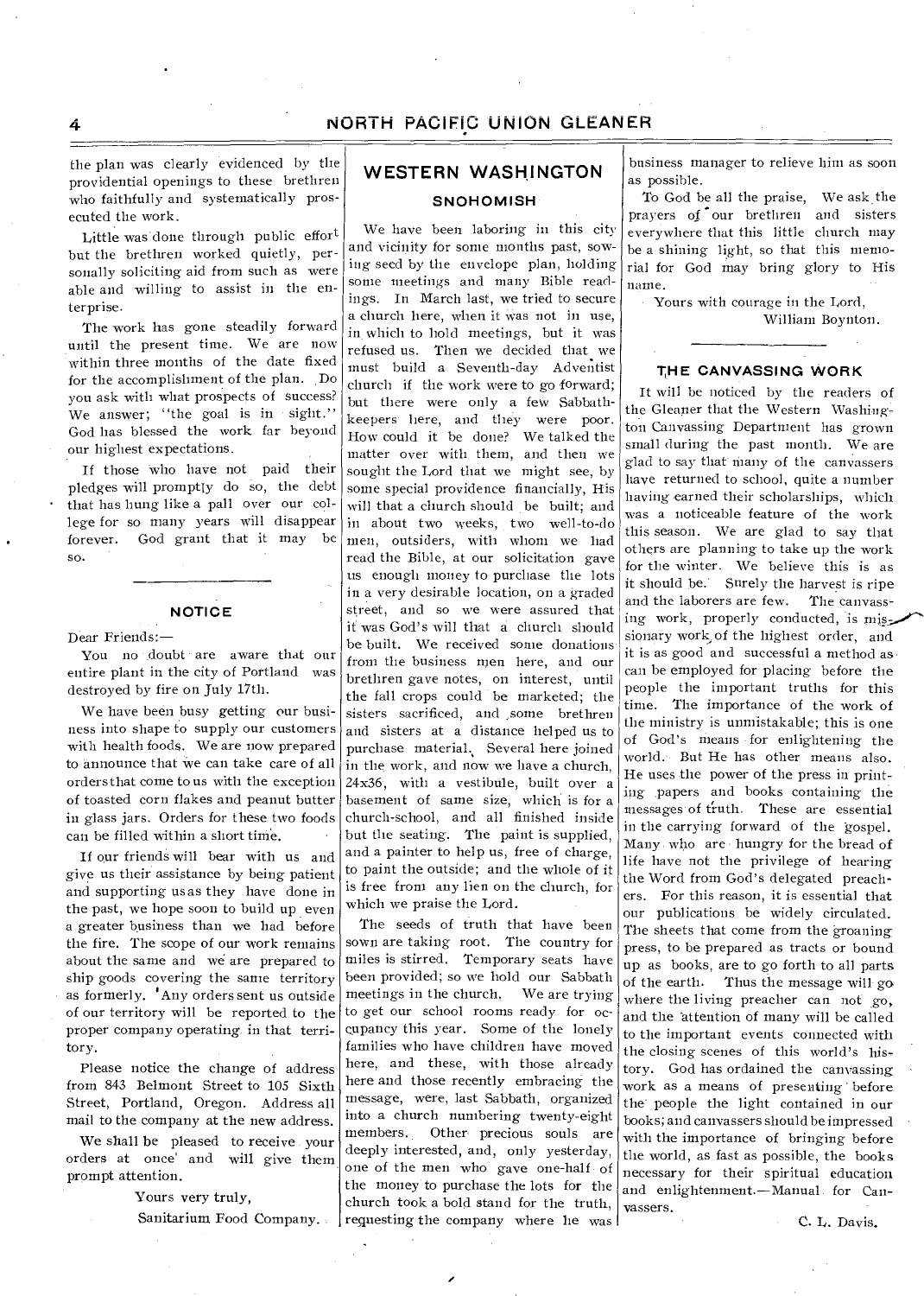the plan was clearly evidenced by the providential openings to these brethren who faithfully and systematically prosecuted the work.

Little was done through public effort but the brethren worked quietly, personally soliciting aid from such as were able and willing to assist in the enterprise.

The work has gone steadily forward until the present time. We are now within three months of the date fixed for the accomplishment of the plan. Do you ask with what prospects of success? We answer; "the goal is in sight." God has blessed the work far beyond our highest expectations.

If those who have not paid their pledges will promptly do so, the debt that has hung like a pall over our college for so many years will disappear forever. God grant that it may be so.

## NOTICE

Dear Friends:—

You no doubt are aware that our entire plant in the city of Portland was destroyed by fire on July 17th.

We have been busy getting our business into shape to supply our customers with health foods. We are now prepared to announce that we can take care of all orders that come to us with the exception of toasted corn flakes and peanut butter in glass jars. Orders for these two foods can be filled within a short time.

If our friends will bear with us and give us their assistance by being patient and supporting us as they have done in the past, we hope soon to build up even a greater business than we had before the fire. The scope of our work remains about the same and we are prepared to ship goods covering the same territory as formerly. Any orders sent us outside of our territory will be reported to the proper company operating in that territory.

Please notice the change of address from 843 Belmont Street to 105 Sixth Street, Portland, Oregon. Address all mail to the company at the new address.

We shall be pleased to receive your orders at once and will give them prompt attention.

Yours very truly,

Sanitarium Food Company.

## WESTERN WASHINGTON

### SNOHOMISH

We have been laboring in this city and vicinity for some months past, sowing seed by the envelope plan, holding some meetings and many Bible readings. In March last, we tried to secure a church here, when it was not in use, in which to hold meetings, but it was refused us. Then we decided that we must build a Seventh-day Adventist church if the work were to go forward; but there were only a few Sabbath-keepers here, and they were poor. How could it be done? We talked the matter over with them, and then we sought the Lord that we might see, by some special providence financially, His will that a church should be built; and in about two weeks, two well-to-do men, outsiders, with whom we had read the Bible, at our solicitation gave us enough money to purchase the lots in a very desirable location, on a graded street, and so we were assured that it was God's will that a church should be built. We received some donations from the business men here, and our brethren gave notes, on interest, until the fall crops could be marketed; the sisters sacrificed, and some brethren and sisters at a distance helped us to purchase material. Several here joined in the work, and now we have a church, 24x36, with a vestibule, built over a basement of same size, which is for a church-school, and all finished inside but the seating. The paint is supplied, and a painter to help us, free of charge, to paint the outside; and the whole of it is free from any lien on the church, for which we praise the Lord.

The seeds of truth that have been sown are taking root. The country for miles is stirred. Temporary seats have been provided; so we hold our Sabbath meetings in the church. We are trying to get our school rooms ready for occupancy this year. Some of the lonely families who have children have moved here, and these, with those already here and those recently embracing the message, were, last Sabbath, organized into a church numbering twenty-eight members. Other precious souls are deeply interested, and, only yesterday, one of the men who gave one-half of the money to purchase the lots for the church took a bold stand for the truth, requesting the company where he was business manager to relieve him as soon as possible.

To God be all the praise, We ask the prayers of our brethren and sisters everywhere that this little church may be a shining light, so that this memorial for God may bring glory to His name.

Yours with courage in the Lord,

William Boynton.

## THE CANVASSING WORK

It will be noticed by the readers of the Gleaner that the Western Washington Canvassing Department has grown small during the past month. We are glad to say that many of the canvassers have returned to school, quite a number having earned their scholarships, which was a noticeable feature of the work this season. We are glad to say that others are planning to take up the work for the winter. We believe this is as it should be. Surely the harvest is ripe and the laborers are few. The canvassing work, properly conducted, is missionary work of the highest order, and it is as good and successful a method as can be employed for placing before the people the important truths for this time. The importance of the work of the ministry is unmistakable; this is one of God's means for enlightening the world. But He has other means also. He uses the power of the press in printing papers and books containing the messages of truth. These are essential in the carrying forward of the gospel. Many who are hungry for the bread of life have not the privilege of hearing the Word from God's delegated preachers. For this reason, it is essential that our publications be widely circulated. The sheets that come from the groaning press, to be prepared as tracts or bound up as books, are to go forth to all parts of the earth. Thus the message will go where the living preacher can not go, and the attention of many will be called to the important events connected with the closing scenes of this world's history. God has ordained the canvassing work as a means of presenting before the people the light contained in our books; and canvassers should be impressed with the importance of bringing before the world, as fast as possible, the books necessary for their spiritual education and enlightenment.—Manual for Canvassers.

C. L. Davis.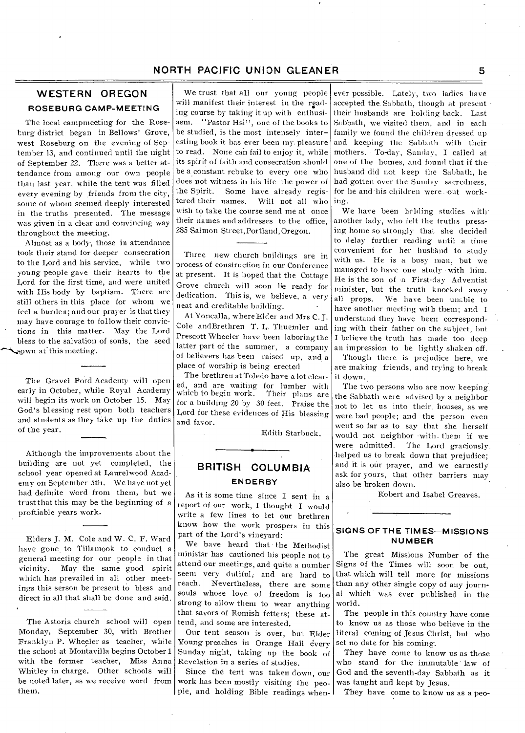## WESTERN OREGON

### ROSEBURG CAMP-MEETING

The local campmeeting for the Roseburg district began in Bellows' Grove, west Roseburg on the evening of September 13, and continued until the night of September 22. There was a better attendance from among our own people than last year, while the tent was filled every evening by friends from the city, some of whom seemed deeply interested in the truths presented. The message was given in a clear and convincing way throughout the meeting.

Almost as a body, those in attendance took their stand for deeper consecration to the Lord and his service, while two young people gave their hearts to the Lord for the first time, and were united with His body by baptism. There are still others in this place for whom we feel a burden; and our prayer is that they may have courage to follow their convictions in this matter. May the Lord bless to the salvation of souls, the seed sown at this meeting.

---

The Gravel Ford Academy will open early in October, while Royal Academy will begin its work on October 15. May God's blessing rest upon both teachers and students as they take up the duties of the year.

---

Although the improvements about the building are not yet completed, the school year opened at Laurelwood Academy on September 5th. We have not yet had definite word from them, but we trust that this may be the beginning of a proftiable years work.

---

Elders J. M. Cole and W. C. F. Ward have gone to Tillamook to conduct a general meeting for our people in that vicinity. May the same good spirit which has prevailed in all other meetings this serson be present to bless and direct in all that shall be done and said.

---

The Astoria church school will open Monday, September 30, with Brother Franklyn P. Wheeler as teacher, while the school at Montavilla begins October 1 with the former teacher, Miss Anna Whitley in charge. Other schools will be noted later, as we receive word from them.

---

We trust that all our young people will manifest their interest in the reading course by taking it up with enthusiasm. "Pastor Hsi", one of the books to be studied, is the most intensely interesting book it has ever been my pleasure to read. None can fail to enjoy it, while its spirit of faith and consecration should be a constant rebuke to every one who does not witness in his life the power of the Spirit. Some have already registered their names. Will not all who wish to take the course send me at once their names and addresses to the office, 285 Salmon Street, Portland, Oregon.

---

Three new church buildings are in process of construction in our Conference at present. It is hoped that the Cottage Grove church will soon be ready for dedication. This is, we believe, a very neat and creditable building.

At Yoncalla, where Elder and Mrs C. J. Cole and Brethren T. L. Thuemler and Prescott Wheeler have been laboring the latter part of the summer, a company of believers has been raised up, and a place of worship is being erected

The brethren at Toledo have a lot cleared, and are waiting for lumber with which to begin work. Their plans are for a building 20 by 30 feet. Praise the Lord for these evidences of His blessing and favor.

Edith Starbuck.

---

## BRITISH COLUMBIA

### ENDERBY

As it is some time since I sent in a report of our work, I thought I would write a few lines to let our brethren know how the work prospers in this part of the Lord's vineyard:

We have heard that the Methodist ministsr has cautioned his people not to attend our meetings, and quite a number seem very dutiful, and are hard to reach. Nevertheless, there are some souls whose love of freedom is too strong to allow them to wear anything that savors of Romish fetters; these attend, and some are interested.

Our tent season is over, but Elder Young preaches in Orange Hall every Sunday night, taking up the book of Revelation in a series of studies.

Since the tent was taken down, our work has been mostly visiting the people, and holding Bible readings whenever possible. Lately, two ladies have accepted the Sabbath, though at present their husbands are holding back. Last Sabbath, we visited them, and in each family we found the children dressed up and keeping the Sabbath with their mothers. To-day, Sunday, I called at one of the homes, and found that if the husband did not keep the Sabbath, he had gotten over the Sunday sacredness, for he and his children were out working.

We have been holding studies with another lady, who felt the truths pressing home so strongly that she decided to delay further reading until a time convenient for her husband to study with us. He is a busy man, but we managed to have one study with him. He is the son of a First-day Adventist minister, but the truth knocked away all props. We have been unable to have another meeting with them; and I understand they have been corresponding with their father on the subject, but I believe the truth has made too deep an impression to be lightly shaken off.

Though there is prejudice here, we are making friends, and trying to break it down.

The two persons who are now keeping the Sabbath were advised by a neighbor not to let us into their houses, as we were bad people; and the person even went so far as to say that she herself would not neighbor with them if we were admitted. The Lord graciously helped us to break down that prejudice; and it is our prayer, and we earnestly ask for yours, that other barriers may also be broken down.

Robert and Isabel Greaves.

---

### SIGNS OF THE TIMES—MISSIONS NUMBER

The great Missions Number of the Signs of the Times will soon be out, that which will tell more for missions than any other single copy of any journal which was ever published in the world.

The people in this country have come to know us as those who believe in the literal coming of Jesus Christ, but who set no date for his coming.

They have come to know us as those who stand for the immutable law of God and the seventh-day Sabbath as it was taught and kept by Jesus.

They have come to know us as a peo-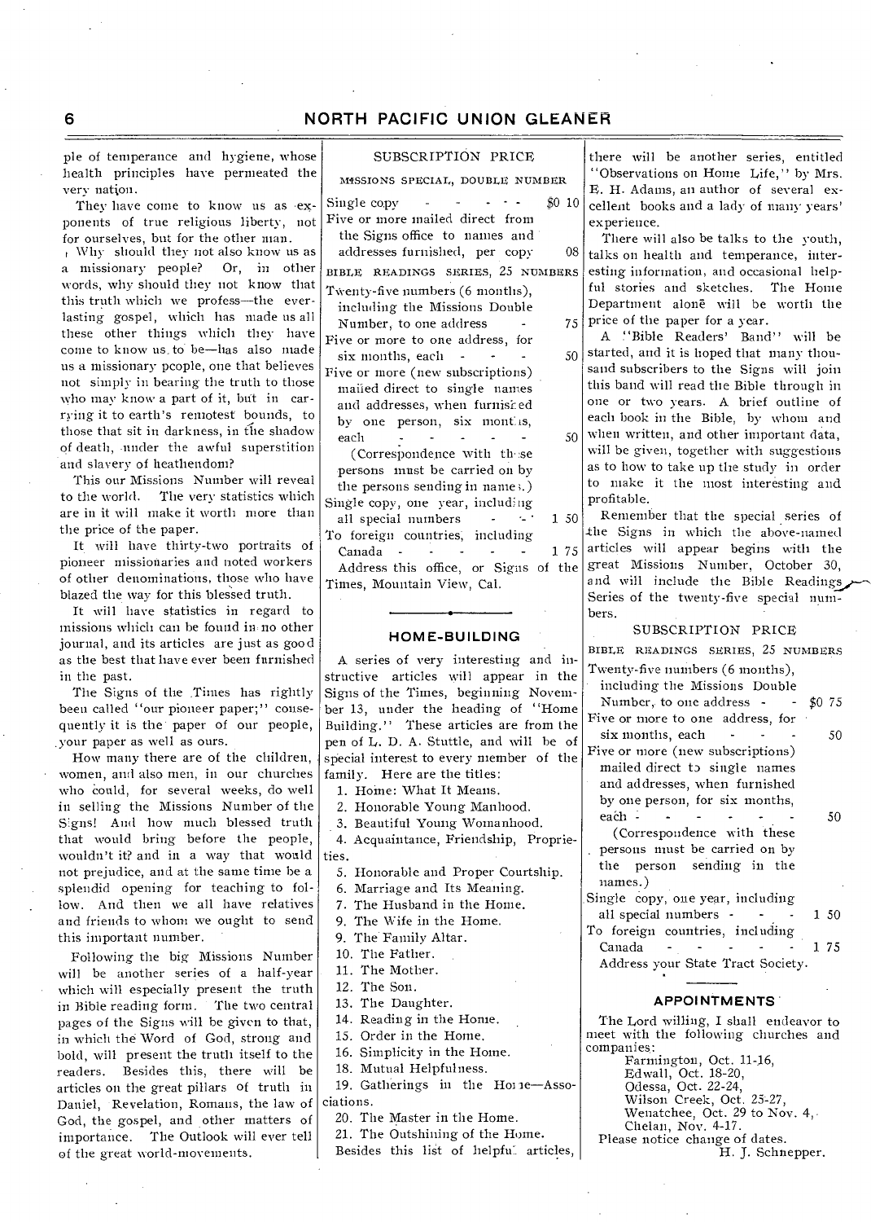ple of temperance and hygiene, whose health principles have permeated the very nation.

They have come to know us as exponents of true religious liberty, not for ourselves, but for the other man.

Why should they not also know us as a missionary people? Or, in other words, why should they not know that this truth which we profess—the everlasting gospel, which has made us all these other things which they have come to know us to be—has also made us a missionary people, one that believes not simply in bearing the truth to those who may know a part of it, but in carrying it to earth's remotest bounds, to those that sit in darkness, in the shadow of death, under the awful superstition and slavery of heathendom?

This our Missions Number will reveal to the world. The very statistics which are in it will make it worth more than the price of the paper.

It will have thirty-two portraits of pioneer missionaries and noted workers of other denominations, those who have blazed the way for this blessed truth.

It will have statistics in regard to missions which can be found in no other journal, and its articles are just as good as the best that have ever been furnished in the past.

The Signs of the Times has rightly been called "our pioneer paper;" consequently it is the paper of our people, your paper as well as ours.

How many there are of the children, women, and also men, in our churches who could, for several weeks, do well in selling the Missions Number of the Signs! And how much blessed truth that would bring before the people, wouldn't it? and in a way that would not prejudice, and at the same time be a splendid opening for teaching to follow. And then we all have relatives and friends to whom we ought to send this important number.

Following the big Missions Number will be another series of a half-year which will especially present the truth in Bible reading form. The two central pages of the Signs will be given to that, in which the Word of God, strong and bold, will present the truth itself to the readers. Besides this, there will be articles on the great pillars of truth in Daniel, Revelation, Romans, the law of God, the gospel, and other matters of importance. The Outlook will ever tell of the great world-movements.

SUBSCRIPTION PRICE

MISSIONS SPECIAL, DOUBLE NUMBER

| | |
|---|---|
| Single copy | $0 10 |
| Five or more mailed direct from the Signs office to names and addresses furnished, per copy | 08 |

BIBLE READINGS SERIES, 25 NUMBERS

| | |
|---|---|
| Twenty-five numbers (6 months), including the Missions Double Number, to one address | 75 |
| Five or more to one address, for six months, each | 50 |
| Five or more (new subscriptions) mailed direct to single names and addresses, when furnished by one person, six months, each | 50 |

(Correspondence with these persons must be carried on by the persons sending in names.)

| | |
|---|---|
| Single copy, one year, including all special numbers | 1 50 |
| To foreign countries, including Canada | 1 75 |

Address this office, or Signs of the Times, Mountain View, Cal.

## HOME-BUILDING

A series of very interesting and instructive articles will appear in the Signs of the Times, beginning November 13, under the heading of "Home Building." These articles are from the pen of L. D. A. Stuttle, and will be of special interest to every member of the family. Here are the titles:

1. Home: What It Means.
2. Honorable Young Manhood.
3. Beautiful Young Womanhood.
4. Acquaintance, Friendship, Proprieties.
5. Honorable and Proper Courtship.
6. Marriage and Its Meaning.
7. The Husband in the Home.
9. The Wife in the Home.
9. The Family Altar.
10. The Father.
11. The Mother.
12. The Son.
13. The Daughter.
14. Reading in the Home.
15. Order in the Home.
16. Simplicity in the Home.
18. Mutual Helpfulness.
19. Gatherings in the Home—Associations.
20. The Master in the Home.
21. The Outshining of the Home.

Besides this list of helpful articles, there will be another series, entitled "Observations on Home Life," by Mrs. E. H. Adams, an author of several excellent books and a lady of many years' experience.

There will also be talks to the youth, talks on health and temperance, interesting information, and occasional helpful stories and sketches. The Home Department alone will be worth the price of the paper for a year.

A "Bible Readers' Band" will be started, and it is hoped that many thousand subscribers to the Signs will join this band will read the Bible through in one or two years. A brief outline of each book in the Bible, by whom and when written, and other important data, will be given, together with suggestions as to how to take up the study in order to make it the most interesting and profitable.

Remember that the special series of the Signs in which the above-named articles will appear begins with the great Missions Number, October 30, and will include the Bible Readings Series of the twenty-five special numbers.

SUBSCRIPTION PRICE

BIBLE READINGS SERIES, 25 NUMBERS

| | |
|---|---|
| Twenty-five numbers (6 months), including the Missions Double Number, to one address | $0 75 |
| Five or more to one address, for six months, each | 50 |
| Five or more (new subscriptions) mailed direct to single names and addresses, when furnished by one person, for six months, each | 50 |

(Correspondence with these persons must be carried on by the person sending in the names.)

| | |
|---|---|
| Single copy, one year, including all special numbers | 1 50 |
| To foreign countries, including Canada | 1 75 |

Address your State Tract Society.

## APPOINTMENTS

The Lord willing, I shall endeavor to meet with the following churches and companies:

Farmington, Oct. 11-16,
Edwall, Oct. 18-20,
Odessa, Oct. 22-24,
Wilson Creek, Oct. 25-27,
Wenatchee, Oct. 29 to Nov. 4,
Chelan, Nov. 4-17.

Please notice change of dates.

H. J. Schnepper.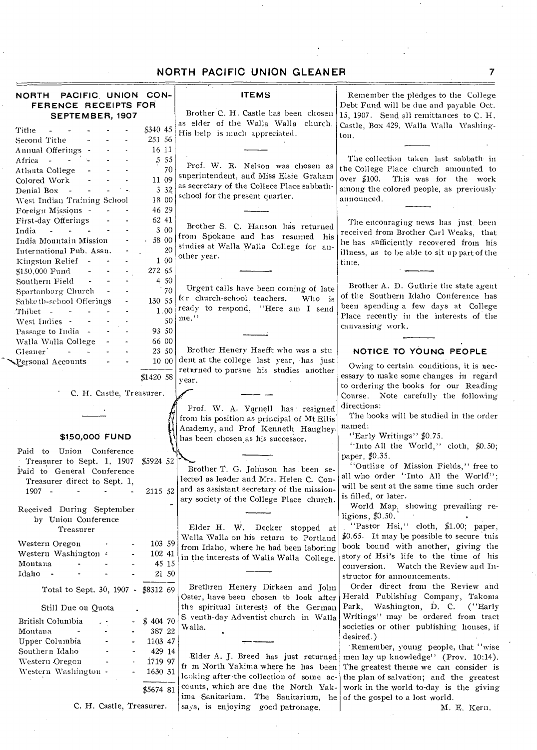## NORTH PACIFIC UNION CONFERENCE RECEIPTS FOR SEPTEMBER, 1907

| | |
|---|---|
| Tithe | $340 45 |
| Second Tithe | 251 56 |
| Annual Offerings | 16 11 |
| Africa | 5 55 |
| Atlanta College | 70 |
| Colored Work | 11 09 |
| Denial Box | 3 32 |
| West Indian Training School | 18 00 |
| Foreign Missions | 46 29 |
| First-day Offerings | 62 41 |
| India | 3 00 |
| India Mountain Mission | 58 00 |
| International Pub. Assn. | 20 |
| Kingston Relief | 1 00 |
| $150,000 Fund | 272 65 |
| Southern Field | 4 50 |
| Spartanburg Church | 70 |
| Sabbath-school Offerings | 130 55 |
| Thibet | 1 00 |
| West Indies | 50 |
| Passage to India | 93 50 |
| Walla Walla College | 66 00 |
| Gleaner | 23 50 |
| Personal Accounts | 10 00 |
| | $1420 58 |

C. H. Castle, Treasurer.

## $150,000 FUND

| | |
|---|---|
| Paid to Union Conference Treasurer to Sept. 1, 1907 | $5924 52 |
| Paid to General Conference Treasurer direct to Sept. 1, 1907 | 2115 52 |
| Received During September by Union Conference Treasurer | |
| Western Oregon | 103 59 |
| Western Washington | 102 41 |
| Montana | 45 15 |
| Idaho | 21 50 |
| Total to Sept. 30, 1907 | $8312 69 |

Still Due on Quota

| | |
|---|---|
| British Columbia | $ 404 70 |
| Montana | 387 22 |
| Upper Columbia | 1103 47 |
| Southern Idaho | 429 14 |
| Western Oregon | 1719 97 |
| Western Washington | 1630 31 |
| | $5674 81 |

C. H. Castle, Treasurer.

## ITEMS

Brother C. H. Castle has been chosen as elder of the Walla Walla church. His help is much appreciated.

Prof. W. E. Nelson was chosen as superintendent, and Miss Elsie Graham as secretary of the Collece Place sabbath-school for the present quarter.

Brother S. C. Hanson has returned from Spokane and has resumed his studies at Walla Walla College for another year.

Urgent calls have been coming of late for church-school teachers. Who is ready to respond, "Here am I send me."

Brother Henery Haefft who was a student at the college last year, has just returned to pursue his studies another year.

Prof. W. A. Yarnell has resigned from his position as principal of Mt Ellis Academy, and Prof Kenneth Haughey has been chosen as his successor.

Brother T. G. Johnson has been selected as leader and Mrs. Helen C. Conard as assistant secretary of the missionary society of the College Place church.

Elder H. W. Decker stopped at Walla Walla on his return to Portland from Idaho, where he had been laboring in the interests of Walla Walla College.

Brethren Henery Dirksen and John Oster, have been chosen to look after the spiritual interests of the German Seventh-day Adventist church in Walla Walla.

Elder A. J. Breed has just returned from North Yakima where he has been looking after the collection of some accounts, which are due the North Yakima Sanitarium. The Sanitarium, he says, is enjoying good patronage.

Remember the pledges to the College Debt Fund will be due and payable Oct. 15, 1907. Send all remittances to C. H. Castle, Box 429, Walla Walla Washington.

The collection taken last sabbath in the College Place church amounted to over $100. This was for the work among the colored people, as previously announced.

The encouraging news has just been received from Brother Carl Weaks, that he has sufficiently recovered from his illness, as to be able to sit up part of the time.

Brother A. D. Guthrie the state agent of the Southern Idaho Conference has been spending a few days at College Place recently in the interests of the canvassing work.

## NOTICE TO YOUNG PEOPLE

Owing to certain conditions, it is necessary to make some changes in regard to ordering the books for our Reading Course. Note carefully the following directions:

The books will be studied in the order named:

"Early Writings" $0.75.

"Into All the World," cloth, $0.50; paper, $0.35.

"Outline of Mission Fields," free to all who order "Into All the World"; will be sent at the same time such order is filled, or later.

World Map, showing prevailing religions, $0.50.

"Pastor Hsi," cloth, $1.00; paper, $0.65. It may be possible to secure this book bound with another, giving the story of Hsi's life to the time of his conversion. Watch the Review and Instructor for announcements.

Order direct from the Review and Herald Publishing Company, Takoma Park, Washington, D. C. ("Early Writings" may be ordered from tract societies or other publishing houses, if desired.)

Remember, young people, that "wise men lay up knowledge" (Prov. 10:14). The greatest theme we can consider is the plan of salvation; and the greatest work in the world to-day is the giving of the gospel to a lost world.

M. E. Kern.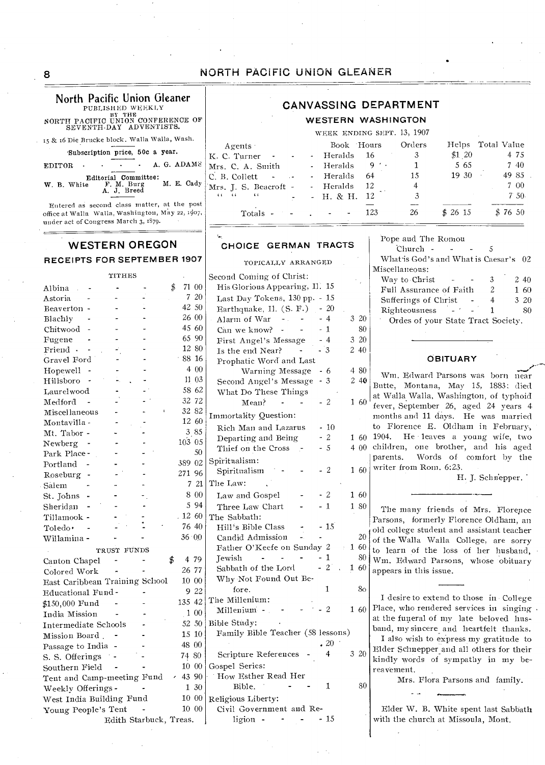## North Pacific Union Gleaner

PUBLISHED WEEKLY
BY THE
NORTH PACIFIC UNION CONFERENCE OF SEVENTH-DAY ADVENTISTS.

15 & 16 Die Brucke block. Walla Walla, Wash.

Subscription price, 50c a year.

EDITOR - - - - A. G. ADAMS

Editorial Committee:
W. B. White F. M. Burg M. E. Cady
A. J. Breed

Entered as second class matter, at the post office at Walla Walla, Washington, May 22, 1907, under act of Congress March 3, 1879.

## WESTERN OREGON

### RECEIPTS FOR SEPTEMBER 1907

TITHES

| | |
|---|---|
| Albina | $ 71 00 |
| Astoria | 7 20 |
| Beaverton | 42 50 |
| Blachly | 26 00 |
| Chitwood | 45 60 |
| Eugene | 65 90 |
| Friend | 12 80 |
| Gravel Ford | 88 16 |
| Hopewell | 4 00 |
| Hillsboro | 11 03 |
| Laurelwood | 58 62 |
| Medford | 32 72 |
| Miscellaneous | 32 82 |
| Montavilla | 12 60 |
| Mt. Tabor | 3 85 |
| Newberg | 103 05 |
| Park Place | 50 |
| Portland | 389 02 |
| Roseburg | 271 96 |
| Salem | 7 21 |
| St. Johns | 8 00 |
| Sheridan | 5 94 |
| Tillamook | 12 60 |
| Toledo | 76 40 |
| Willamina | 36 00 |

TRUST FUNDS

| | |
|---|---|
| Canton Chapel | $ 4 79 |
| Colored Work | 26 77 |
| East Caribbean Training School | 10 00 |
| Educational Fund | 9 22 |
| $150,000 Fund | 135 42 |
| India Mission | 1 00 |
| Intermediate Schools | 52 50 |
| Mission Board | 15 10 |
| Passage to India | 48 00 |
| S. S. Offerings | 74 80 |
| Southern Field | 10 00 |
| Tent and Camp-meeting Fund | 43 90 |
| Weekly Offerings | 1 30 |
| West India Building Fund | 10 00 |
| Young People's Tent | 10 00 |

Edith Starbuck, Treas.

## CANVASSING DEPARTMENT

### WESTERN WASHINGTON

WEEK ENDING SEPT. 13, 1907

| Agents | Book | Hours | Orders | Helps | Total Value |
|---|---|---|---|---|---|
| K. C. Turner | Heralds | 16 | 3 | $1 20 | 4 75 |
| Mrs. C. A. Smith | Heralds | 9 | 1 | 5 65 | 7 40 |
| C. B. Collett | Heralds | 64 | 15 | 19 30 | 49 85 |
| Mrs. J. S. Beacroft | Heralds | 12 | 4 | | 7 00 |
| " " " | H. & H. | 12 | 3 | | 7 50 |
| Totals | | 123 | 26 | $ 26 15 | $ 76 50 |

## CHOICE GERMAN TRACTS

TOPICALLY ARRANGED

Second Coming of Christ:

| | | |
|---|---|---|
| His Glorious Appearing, Il. | 15 | |
| Last Day Tokens, 130 pp. | 15 | |
| Earthquake, Il. (S. F.) | 20 | |
| Alarm of War | 4 | 3 20 |
| Can we know? | 1 | 80 |
| First Angel's Message | 4 | 3 20 |
| Is the end Near? | 3 | 2 40 |
| Prophatic Word and Last Warning Message | 6 | 4 80 |
| Second Angel's Message | 3 | 2 40 |
| What Do These Things Mean? | 2 | 1 60 |

Immortality Question:

| | | |
|---|---|---|
| Rich Man and Lazarus | 10 | |
| Departing and Being | 2 | 1 60 |
| Thief on the Cross | 5 | 4 00 |

Spiritualism:

| | | |
|---|---|---|
| Spiritualism | 2 | 1 60 |

The Law:

| | | |
|---|---|---|
| Law and Gospel | 2 | 1 60 |
| Three Law Chart | 1 | 1 80 |

The Sabbath:

| | | |
|---|---|---|
| Hill's Bible Class | 15 | |
| Candid Admission | | 20 |
| Father O'Keefe on Sunday | 2 | 1 60 |
| Jewish | 1 | 80 |
| Sabbath of the Lord | 2 | 1 60 |
| Why Not Found Out Before. | 1 | 80 |

The Millenium:

| | | |
|---|---|---|
| Millenium | 2 | 1 60 |

Bible Study:

| | | |
|---|---|---|
| Family Bible Teacher (58 lessons) | 20 | |
| Scripture References | 4 | 3 20 |

Gospel Series:

| | | |
|---|---|---|
| How Esther Read Her Bible. | 1 | 80 |

Religious Liberty:

| | | |
|---|---|---|
| Civil Government and Religion | 15 | |
| Pope and The Romon Church | 5 | |
| What is God's and What is Caesar's | 02 | |

Miscellaneous:

| | | |
|---|---|---|
| Way to Christ | 3 | 2 40 |
| Full Assurance of Faith | 2 | 1 60 |
| Sufferings of Christ | 4 | 3 20 |
| Righteousness | 1 | 80 |

Ordes of your State Tract Society.

## OBITUARY

Wm. Edward Parsons was born near Butte, Montana, May 15, 1883; died at Walla Walla, Washington, of typhoid fever, September 26, aged 24 years 4 months and 11 days. He was married to Florence E. Oldham in February, 1904. He leaves a young wife, two children, one brother, and his aged parents. Words of comfort by the writer from Rom. 6:23.

H. J. Schnepper.

The many friends of Mrs. Florence Parsons, formerly Florence Oldham, an old college student and assistant teacher of the Walla Walla College, are sorry to learn of the loss of her husband, Wm. Edward Parsons, whose obituary appears in this issue.

I desire to extend to those in College Place, who rendered services in singing at the funeral of my late beloved husband, my sincere and heartfelt thanks.

I also wish to express my gratitude to Elder Schnepper and all others for their kindly words of sympathy in my bereavement.

Mrs. Flora Parsons and family.

Elder W. B. White spent last Sabbath with the church at Missoula, Mont.